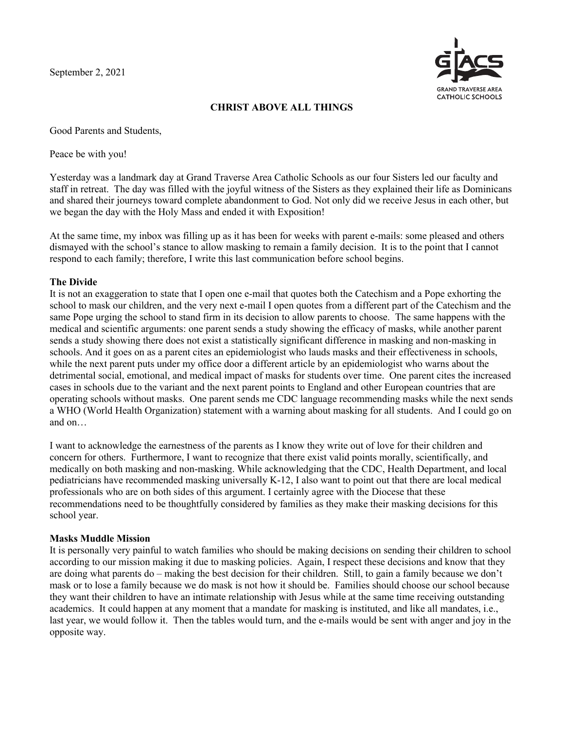September 2, 2021

GRAND TRAVERSE AREA CATHOLIC SCHOOLS

**CHRIST ABOVE ALL THINGS**

Good Parents and Students,

Peace be with you!

Yesterday was a landmark day at Grand Traverse Area Catholic Schools as our four Sisters led our faculty and staff in retreat. The day was filled with the joyful witness of the Sisters as they explained their life as Dominicans and shared their journeys toward complete abandonment to God. Not only did we receive Jesus in each other, but we began the day with the Holy Mass and ended it with Exposition!

At the same time, my inbox was filling up as it has been for weeks with parent e-mails: some pleased and others dismayed with the school's stance to allow masking to remain a family decision. It is to the point that I cannot respond to each family; therefore, I write this last communication before school begins.

**The Divide**

It is not an exaggeration to state that I open one e-mail that quotes both the Catechism and a Pope exhorting the school to mask our children, and the very next e-mail I open quotes from a different part of the Catechism and the same Pope urging the school to stand firm in its decision to allow parents to choose. The same happens with the medical and scientific arguments: one parent sends a study showing the efficacy of masks, while another parent sends a study showing there does not exist a statistically significant difference in masking and non-masking in schools. And it goes on as a parent cites an epidemiologist who lauds masks and their effectiveness in schools, while the next parent puts under my office door a different article by an epidemiologist who warns about the detrimental social, emotional, and medical impact of masks for students over time. One parent cites the increased cases in schools due to the variant and the next parent points to England and other European countries that are operating schools without masks. One parent sends me CDC language recommending masks while the next sends a WHO (World Health Organization) statement with a warning about masking for all students. And I could go on and on…

I want to acknowledge the earnestness of the parents as I know they write out of love for their children and concern for others. Furthermore, I want to recognize that there exist valid points morally, scientifically, and medically on both masking and non-masking. While acknowledging that the CDC, Health Department, and local pediatricians have recommended masking universally K-12, I also want to point out that there are local medical professionals who are on both sides of this argument. I certainly agree with the Diocese that these recommendations need to be thoughtfully considered by families as they make their masking decisions for this school year.

**Masks Muddle Mission**

It is personally very painful to watch families who should be making decisions on sending their children to school according to our mission making it due to masking policies. Again, I respect these decisions and know that they are doing what parents do – making the best decision for their children. Still, to gain a family because we don't mask or to lose a family because we do mask is not how it should be. Families should choose our school because they want their children to have an intimate relationship with Jesus while at the same time receiving outstanding academics. It could happen at any moment that a mandate for masking is instituted, and like all mandates, i.e., last year, we would follow it. Then the tables would turn, and the e-mails would be sent with anger and joy in the opposite way.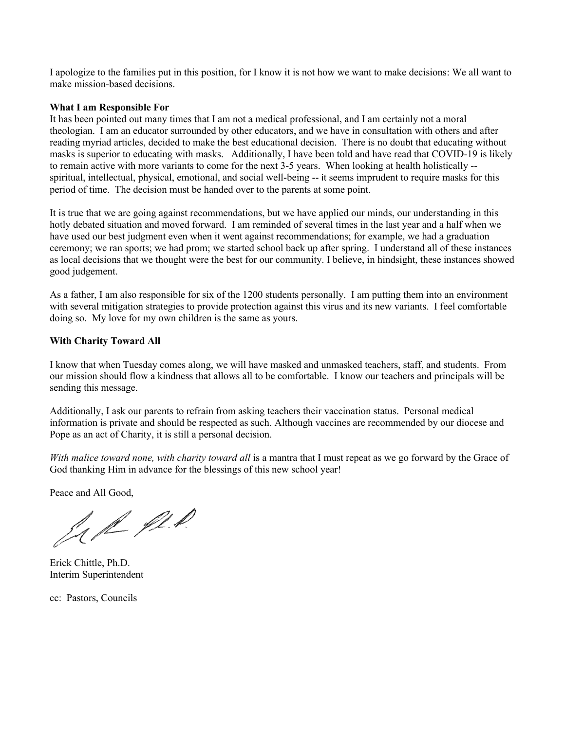I apologize to the families put in this position, for I know it is not how we want to make decisions: We all want to make mission-based decisions.

**What I am Responsible For**

It has been pointed out many times that I am not a medical professional, and I am certainly not a moral theologian. I am an educator surrounded by other educators, and we have in consultation with others and after reading myriad articles, decided to make the best educational decision. There is no doubt that educating without masks is superior to educating with masks. Additionally, I have been told and have read that COVID-19 is likely to remain active with more variants to come for the next 3-5 years. When looking at health holistically -- spiritual, intellectual, physical, emotional, and social well-being -- it seems imprudent to require masks for this period of time. The decision must be handed over to the parents at some point.

It is true that we are going against recommendations, but we have applied our minds, our understanding in this hotly debated situation and moved forward. I am reminded of several times in the last year and a half when we have used our best judgment even when it went against recommendations; for example, we had a graduation ceremony; we ran sports; we had prom; we started school back up after spring. I understand all of these instances as local decisions that we thought were the best for our community. I believe, in hindsight, these instances showed good judgement.

As a father, I am also responsible for six of the 1200 students personally. I am putting them into an environment with several mitigation strategies to provide protection against this virus and its new variants. I feel comfortable doing so. My love for my own children is the same as yours.

**With Charity Toward All**

I know that when Tuesday comes along, we will have masked and unmasked teachers, staff, and students. From our mission should flow a kindness that allows all to be comfortable. I know our teachers and principals will be sending this message.

Additionally, I ask our parents to refrain from asking teachers their vaccination status. Personal medical information is private and should be respected as such. Although vaccines are recommended by our diocese and Pope as an act of Charity, it is still a personal decision.

*With malice toward none, with charity toward all* is a mantra that I must repeat as we go forward by the Grace of God thanking Him in advance for the blessings of this new school year!

Peace and All Good,

Erick Chittle, Ph.D.
Interim Superintendent

cc: Pastors, Councils